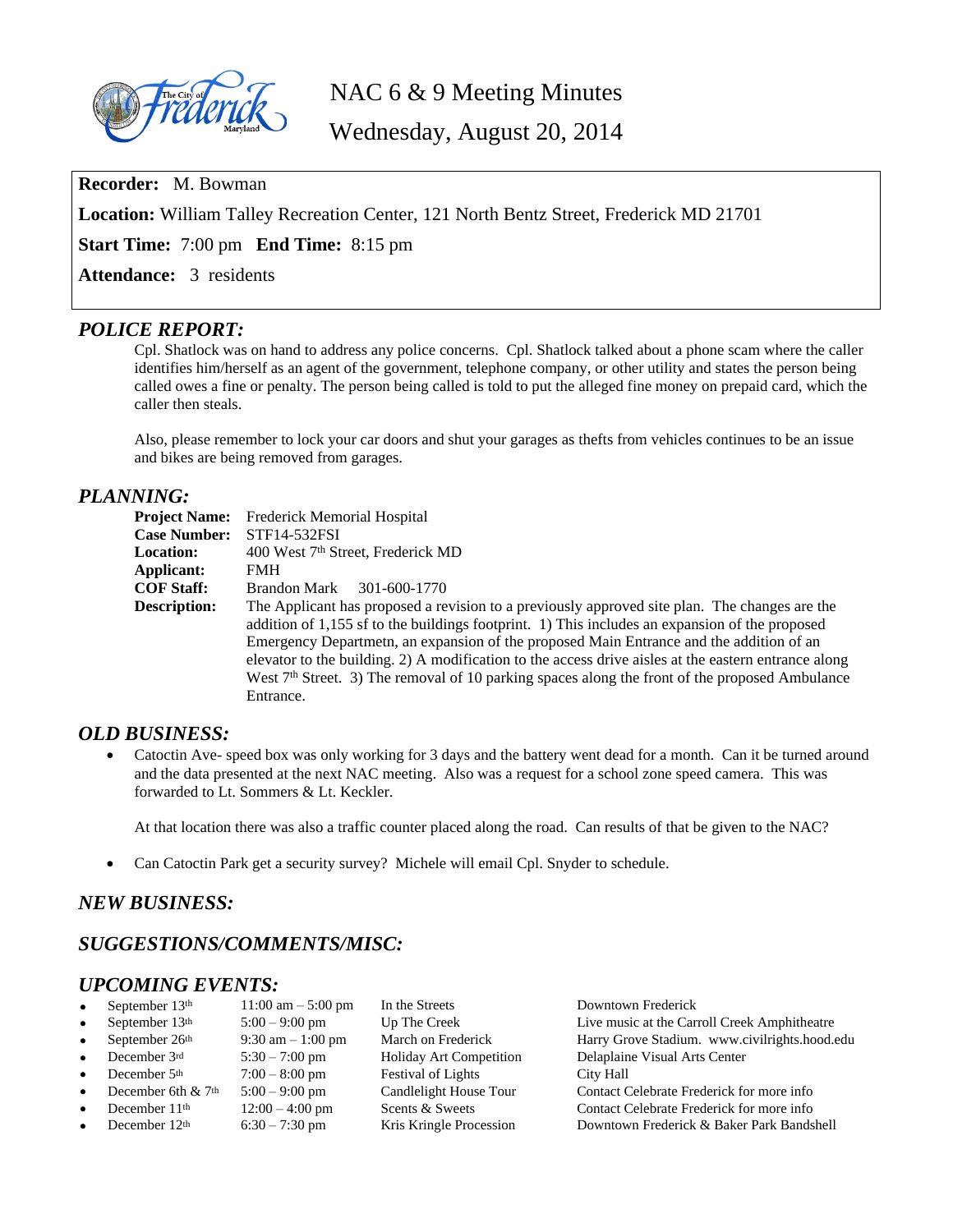# NAC 6 & 9 Meeting Minutes

## Wednesday, August 20, 2014

**Recorder:** M. Bowman

**Location:** William Talley Recreation Center, 121 North Bentz Street, Frederick MD 21701

**Start Time:** 7:00 pm **End Time:** 8:15 pm

**Attendance:** 3 residents

## *POLICE REPORT:*

Cpl. Shatlock was on hand to address any police concerns. Cpl. Shatlock talked about a phone scam where the caller identifies him/herself as an agent of the government, telephone company, or other utility and states the person being called owes a fine or penalty. The person being called is told to put the alleged fine money on prepaid card, which the caller then steals.

Also, please remember to lock your car doors and shut your garages as thefts from vehicles continues to be an issue and bikes are being removed from garages.

## *PLANNING:*

**Project Name:** Frederick Memorial Hospital
**Case Number:** STF14-532FSI
**Location:** 400 West 7th Street, Frederick MD
**Applicant:** FMH
**COF Staff:** Brandon Mark 301-600-1770
**Description:** The Applicant has proposed a revision to a previously approved site plan. The changes are the addition of 1,155 sf to the buildings footprint. 1) This includes an expansion of the proposed Emergency Departmetn, an expansion of the proposed Main Entrance and the addition of an elevator to the building. 2) A modification to the access drive aisles at the eastern entrance along West 7th Street. 3) The removal of 10 parking spaces along the front of the proposed Ambulance Entrance.

## *OLD BUSINESS:*

- Catoctin Ave- speed box was only working for 3 days and the battery went dead for a month. Can it be turned around and the data presented at the next NAC meeting. Also was a request for a school zone speed camera. This was forwarded to Lt. Sommers & Lt. Keckler.

  At that location there was also a traffic counter placed along the road. Can results of that be given to the NAC?

- Can Catoctin Park get a security survey? Michele will email Cpl. Snyder to schedule.

## *NEW BUSINESS:*

## *SUGGESTIONS/COMMENTS/MISC:*

## *UPCOMING EVENTS:*

| Date | Time | Event | Location |
|---|---|---|---|
| September 13th | 11:00 am – 5:00 pm | In the Streets | Downtown Frederick |
| September 13th | 5:00 – 9:00 pm | Up The Creek | Live music at the Carroll Creek Amphitheatre |
| September 26th | 9:30 am – 1:00 pm | March on Frederick | Harry Grove Stadium. www.civilrights.hood.edu |
| December 3rd | 5:30 – 7:00 pm | Holiday Art Competition | Delaplaine Visual Arts Center |
| December 5th | 7:00 – 8:00 pm | Festival of Lights | City Hall |
| December 6th & 7th | 5:00 – 9:00 pm | Candlelight House Tour | Contact Celebrate Frederick for more info |
| December 11th | 12:00 – 4:00 pm | Scents & Sweets | Contact Celebrate Frederick for more info |
| December 12th | 6:30 – 7:30 pm | Kris Kringle Procession | Downtown Frederick & Baker Park Bandshell |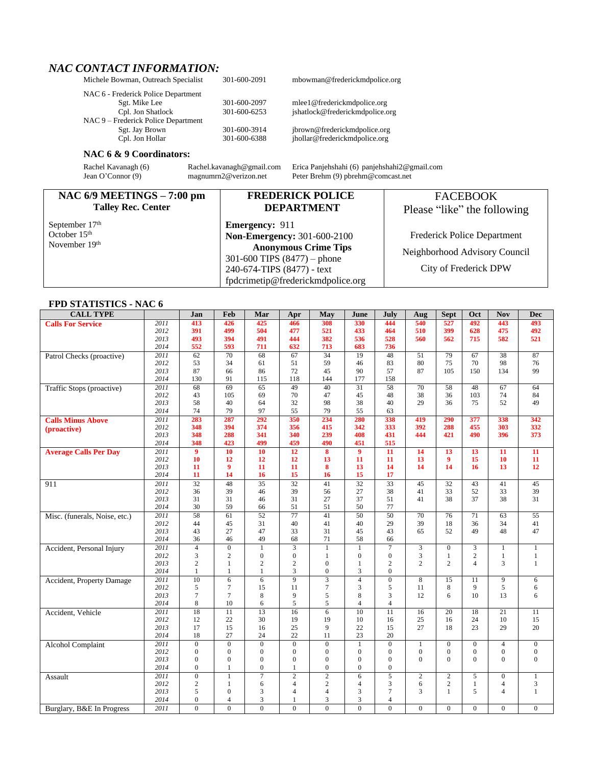## *NAC CONTACT INFORMATION:*

| | | |
|---|---|---|
| Michele Bowman, Outreach Specialist | 301-600-2091 | mbowman@frederickmdpolice.org |
| NAC 6 - Frederick Police Department | | |
| Sgt. Mike Lee | 301-600-2097 | mlee1@frederickmdpolice.org |
| Cpl. Jon Shatlock | 301-600-6253 | jshatlock@frederickmdpolice.org |
| NAC 9 – Frederick Police Department | | |
| Sgt. Jay Brown | 301-600-3914 | jbrown@frederickmdpolice.org |
| Cpl. Jon Hollar | 301-600-6388 | jhollar@frederickmdpolice.org |

### NAC 6 & 9 Coordinators:

| | | |
|---|---|---|
| Rachel Kavanagh (6) | Rachel.kavanagh@gmail.com | Erica Panjehshahi (6) panjehshahi2@gmail.com |
| Jean O'Connor (9) | magnumrn2@verizon.net | Peter Brehm (9) pbrehm@comcast.net |

| NAC 6/9 MEETINGS – 7:00 pm<br>Talley Rec. Center | FREDERICK POLICE DEPARTMENT | FACEBOOK<br>Please "like" the following |
|---|---|---|
| September 17th<br>October 15th<br>November 19th | **Emergency:** 911<br>**Non-Emergency:** 301-600-2100<br>**Anonymous Crime Tips**<br>301-600 TIPS (8477) – phone<br>240-674-TIPS (8477) - text<br>fpdcrimetip@frederickmdpolice.org | Frederick Police Department<br>Neighborhood Advisory Council<br>City of Frederick DPW |

### FPD STATISTICS - NAC 6

| CALL TYPE | | Jan | Feb | Mar | Apr | May | June | July | Aug | Sept | Oct | Nov | Dec |
|---|---|---|---|---|---|---|---|---|---|---|---|---|---|
| **Calls For Service** | 2011 | 413 | 426 | 425 | 466 | 308 | 330 | 444 | 540 | 527 | 492 | 443 | 493 |
| | 2012 | 391 | 499 | 504 | 477 | 521 | 433 | 464 | 510 | 399 | 628 | 475 | 492 |
| | 2013 | 493 | 394 | 491 | 444 | 382 | 536 | 528 | 560 | 562 | 715 | 582 | 521 |
| | 2014 | 552 | 593 | 711 | 632 | 713 | 683 | 736 | | | | | |
| Patrol Checks (proactive) | 2011 | 62 | 70 | 68 | 67 | 34 | 19 | 48 | 51 | 79 | 67 | 38 | 87 |
| | 2012 | 53 | 34 | 61 | 51 | 59 | 46 | 83 | 80 | 75 | 70 | 98 | 76 |
| | 2013 | 87 | 66 | 86 | 72 | 45 | 90 | 57 | 87 | 105 | 150 | 134 | 99 |
| | 2014 | 130 | 91 | 115 | 118 | 144 | 177 | 158 | | | | | |
| Traffic Stops (proactive) | 2011 | 68 | 69 | 65 | 49 | 40 | 31 | 58 | 70 | 58 | 48 | 67 | 64 |
| | 2012 | 43 | 105 | 69 | 70 | 47 | 45 | 48 | 38 | 36 | 103 | 74 | 84 |
| | 2013 | 58 | 40 | 64 | 32 | 98 | 38 | 40 | 29 | 36 | 75 | 52 | 49 |
| | 2014 | 74 | 79 | 97 | 55 | 79 | 55 | 63 | | | | | |
| **Calls Minus Above (proactive)** | 2011 | 283 | 287 | 292 | 350 | 234 | 280 | 338 | 419 | 290 | 377 | 338 | 342 |
| | 2012 | 348 | 394 | 374 | 356 | 415 | 342 | 333 | 392 | 288 | 455 | 303 | 332 |
| | 2013 | 348 | 288 | 341 | 340 | 239 | 408 | 431 | 444 | 421 | 490 | 396 | 373 |
| | 2014 | 348 | 423 | 499 | 459 | 490 | 451 | 515 | | | | | |
| **Average Calls Per Day** | 2011 | 9 | 10 | 10 | 12 | 8 | 9 | 11 | 14 | 13 | 13 | 11 | 11 |
| | 2012 | 10 | 12 | 12 | 12 | 13 | 11 | 11 | 13 | 9 | 15 | 10 | 11 |
| | 2013 | 11 | 9 | 11 | 11 | 8 | 13 | 14 | 14 | 14 | 16 | 13 | 12 |
| | 2014 | 11 | 14 | 16 | 15 | 16 | 15 | 17 | | | | | |
| 911 | 2011 | 32 | 48 | 35 | 32 | 41 | 32 | 33 | 45 | 32 | 43 | 41 | 45 |
| | 2012 | 36 | 39 | 46 | 39 | 56 | 27 | 38 | 41 | 33 | 52 | 33 | 39 |
| | 2013 | 31 | 31 | 46 | 31 | 27 | 37 | 51 | 41 | 38 | 37 | 38 | 31 |
| | 2014 | 30 | 59 | 66 | 51 | 51 | 50 | 77 | | | | | |
| Misc. (funerals, Noise, etc.) | 2011 | 58 | 61 | 52 | 77 | 41 | 50 | 50 | 70 | 76 | 71 | 63 | 55 |
| | 2012 | 44 | 45 | 31 | 40 | 41 | 40 | 29 | 39 | 18 | 36 | 34 | 41 |
| | 2013 | 43 | 27 | 47 | 33 | 31 | 45 | 43 | 65 | 52 | 49 | 48 | 47 |
| | 2014 | 36 | 46 | 49 | 68 | 71 | 58 | 66 | | | | | |
| Accident, Personal Injury | 2011 | 4 | 0 | 1 | 3 | 1 | 1 | 7 | 3 | 0 | 3 | 1 | 1 |
| | 2012 | 3 | 2 | 0 | 0 | 1 | 0 | 0 | 3 | 1 | 2 | 1 | 1 |
| | 2013 | 2 | 1 | 2 | 2 | 0 | 1 | 2 | 2 | 2 | 4 | 3 | 1 |
| | 2014 | 1 | 1 | 1 | 3 | 0 | 3 | 0 | | | | | |
| Accident, Property Damage | 2011 | 10 | 6 | 6 | 9 | 3 | 4 | 0 | 8 | 15 | 11 | 9 | 6 |
| | 2012 | 5 | 7 | 15 | 11 | 7 | 3 | 5 | 11 | 8 | 9 | 5 | 6 |
| | 2013 | 7 | 7 | 8 | 9 | 5 | 8 | 3 | 12 | 6 | 10 | 13 | 6 |
| | 2014 | 8 | 10 | 6 | 5 | 5 | 4 | 4 | | | | | |
| Accident, Vehicle | 2011 | 18 | 11 | 13 | 16 | 6 | 10 | 11 | 16 | 20 | 18 | 21 | 11 |
| | 2012 | 12 | 22 | 30 | 19 | 19 | 10 | 16 | 25 | 16 | 24 | 10 | 15 |
| | 2013 | 17 | 15 | 16 | 25 | 9 | 22 | 15 | 27 | 18 | 23 | 29 | 20 |
| | 2014 | 18 | 27 | 24 | 22 | 11 | 23 | 20 | | | | | |
| Alcohol Complaint | 2011 | 0 | 0 | 0 | 0 | 0 | 1 | 0 | 1 | 0 | 0 | 4 | 0 |
| | 2012 | 0 | 0 | 0 | 0 | 0 | 0 | 0 | 0 | 0 | 0 | 0 | 0 |
| | 2013 | 0 | 0 | 0 | 0 | 0 | 0 | 0 | 0 | 0 | 0 | 0 | 0 |
| | 2014 | 0 | 1 | 0 | 1 | 0 | 0 | 0 | | | | | |
| Assault | 2011 | 0 | 1 | 7 | 2 | 2 | 6 | 5 | 2 | 2 | 5 | 0 | 1 |
| | 2012 | 2 | 1 | 6 | 4 | 2 | 4 | 3 | 6 | 2 | 1 | 4 | 3 |
| | 2013 | 5 | 0 | 3 | 4 | 4 | 3 | 7 | 3 | 1 | 5 | 4 | 1 |
| | 2014 | 0 | 4 | 3 | 1 | 3 | 3 | 4 | | | | | |
| Burglary, B&E In Progress | 2011 | 0 | 0 | 0 | 0 | 0 | 0 | 0 | 0 | 0 | 0 | 0 | 0 |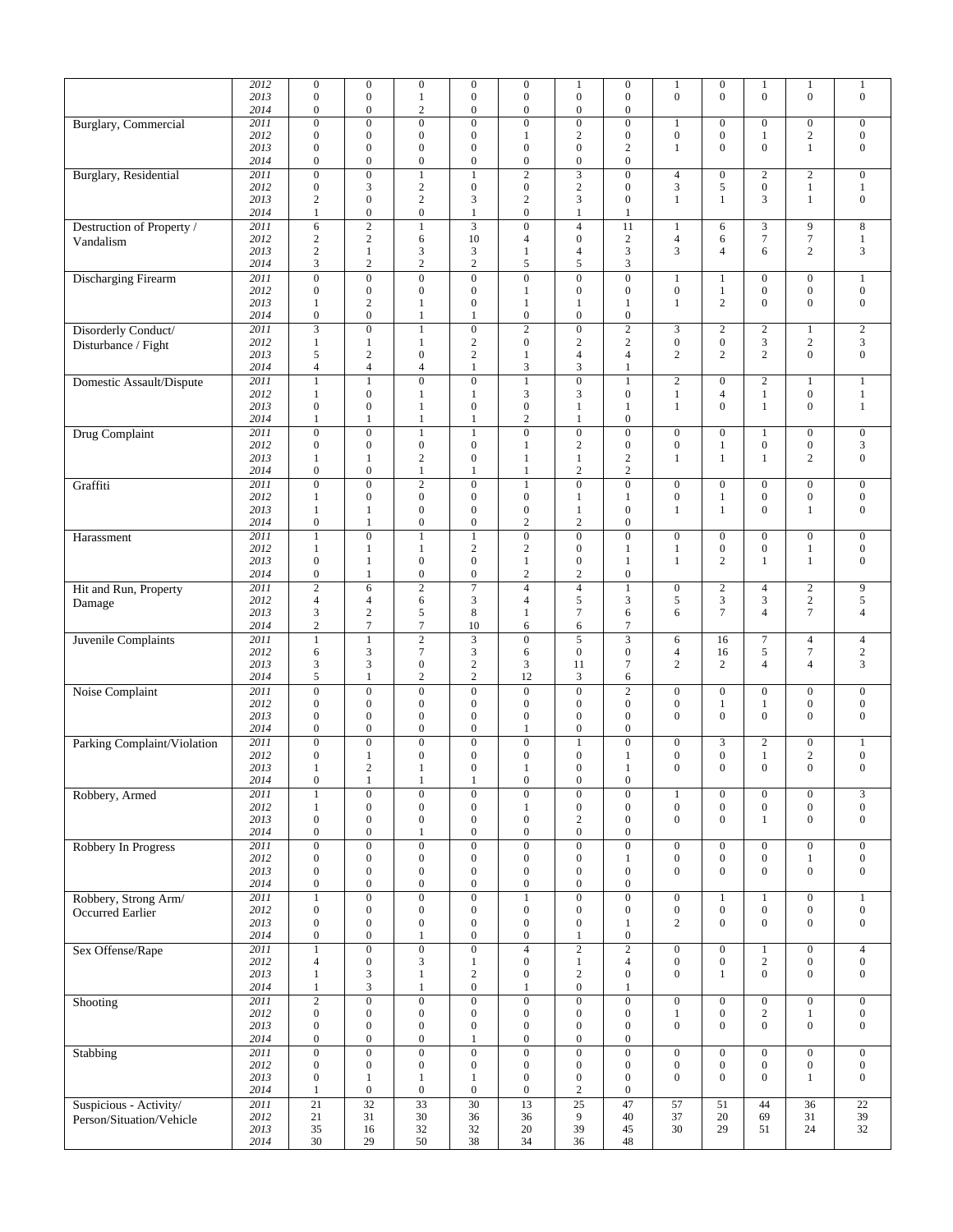| | | | | | | | | | | | | | |
|---|---|---|---|---|---|---|---|---|---|---|---|---|---|
| | 2012 | 0 | 0 | 0 | 0 | 0 | 1 | 0 | 1 | 0 | 1 | 1 | 1 |
| | 2013 | 0 | 0 | 1 | 0 | 0 | 0 | 0 | 0 | 0 | 0 | 0 | 0 |
| | 2014 | 0 | 0 | 2 | 0 | 0 | 0 | 0 | | | | | |
| Burglary, Commercial | 2011 | 0 | 0 | 0 | 0 | 0 | 0 | 0 | 1 | 0 | 0 | 0 | 0 |
| | 2012 | 0 | 0 | 0 | 0 | 1 | 2 | 0 | 0 | 0 | 1 | 2 | 0 |
| | 2013 | 0 | 0 | 0 | 0 | 0 | 0 | 2 | 1 | 0 | 0 | 1 | 0 |
| | 2014 | 0 | 0 | 0 | 0 | 0 | 0 | 0 | | | | | |
| Burglary, Residential | 2011 | 0 | 0 | 1 | 1 | 2 | 3 | 0 | 4 | 0 | 2 | 2 | 0 |
| | 2012 | 0 | 3 | 2 | 0 | 0 | 2 | 0 | 3 | 5 | 0 | 1 | 1 |
| | 2013 | 2 | 0 | 2 | 3 | 2 | 3 | 0 | 1 | 1 | 3 | 1 | 0 |
| | 2014 | 1 | 0 | 0 | 1 | 0 | 1 | 1 | | | | | |
| Destruction of Property / Vandalism | 2011 | 6 | 2 | 1 | 3 | 0 | 4 | 11 | 1 | 6 | 3 | 9 | 8 |
| | 2012 | 2 | 2 | 6 | 10 | 4 | 0 | 2 | 4 | 6 | 7 | 7 | 1 |
| | 2013 | 2 | 1 | 3 | 3 | 1 | 4 | 3 | 3 | 4 | 6 | 2 | 3 |
| | 2014 | 3 | 2 | 2 | 2 | 5 | 5 | 3 | | | | | |
| Discharging Firearm | 2011 | 0 | 0 | 0 | 0 | 0 | 0 | 0 | 1 | 1 | 0 | 0 | 1 |
| | 2012 | 0 | 0 | 0 | 0 | 1 | 0 | 0 | 0 | 1 | 0 | 0 | 0 |
| | 2013 | 1 | 2 | 1 | 0 | 1 | 1 | 1 | 1 | 2 | 0 | 0 | 0 |
| | 2014 | 0 | 0 | 1 | 1 | 0 | 0 | 0 | | | | | |
| Disorderly Conduct/ Disturbance / Fight | 2011 | 3 | 0 | 1 | 0 | 2 | 0 | 2 | 3 | 2 | 2 | 1 | 2 |
| | 2012 | 1 | 1 | 1 | 2 | 0 | 2 | 2 | 0 | 0 | 3 | 2 | 3 |
| | 2013 | 5 | 2 | 0 | 2 | 1 | 4 | 4 | 2 | 2 | 2 | 0 | 0 |
| | 2014 | 4 | 4 | 4 | 1 | 3 | 3 | 1 | | | | | |
| Domestic Assault/Dispute | 2011 | 1 | 1 | 0 | 0 | 1 | 0 | 1 | 2 | 0 | 2 | 1 | 1 |
| | 2012 | 1 | 0 | 1 | 1 | 3 | 3 | 0 | 1 | 4 | 1 | 0 | 1 |
| | 2013 | 0 | 0 | 1 | 0 | 0 | 1 | 1 | 1 | 0 | 1 | 0 | 1 |
| | 2014 | 1 | 1 | 1 | 1 | 2 | 1 | 0 | | | | | |
| Drug Complaint | 2011 | 0 | 0 | 1 | 1 | 0 | 0 | 0 | 0 | 0 | 1 | 0 | 0 |
| | 2012 | 0 | 0 | 0 | 0 | 1 | 2 | 0 | 0 | 1 | 0 | 0 | 3 |
| | 2013 | 1 | 1 | 2 | 0 | 1 | 1 | 2 | 1 | 1 | 1 | 2 | 0 |
| | 2014 | 0 | 0 | 1 | 1 | 1 | 2 | 2 | | | | | |
| Graffiti | 2011 | 0 | 0 | 2 | 0 | 1 | 0 | 0 | 0 | 0 | 0 | 0 | 0 |
| | 2012 | 1 | 0 | 0 | 0 | 0 | 1 | 1 | 0 | 1 | 0 | 0 | 0 |
| | 2013 | 1 | 1 | 0 | 0 | 0 | 1 | 0 | 1 | 1 | 0 | 1 | 0 |
| | 2014 | 0 | 1 | 0 | 0 | 2 | 2 | 0 | | | | | |
| Harassment | 2011 | 1 | 0 | 1 | 1 | 0 | 0 | 0 | 0 | 0 | 0 | 0 | 0 |
| | 2012 | 1 | 1 | 1 | 2 | 2 | 0 | 1 | 1 | 0 | 0 | 1 | 0 |
| | 2013 | 0 | 1 | 0 | 0 | 1 | 0 | 1 | 1 | 2 | 1 | 1 | 0 |
| | 2014 | 0 | 1 | 0 | 0 | 2 | 2 | 0 | | | | | |
| Hit and Run, Property Damage | 2011 | 2 | 6 | 2 | 7 | 4 | 4 | 1 | 0 | 2 | 4 | 2 | 9 |
| | 2012 | 4 | 4 | 6 | 3 | 4 | 5 | 3 | 5 | 3 | 3 | 2 | 5 |
| | 2013 | 3 | 2 | 5 | 8 | 1 | 7 | 6 | 6 | 7 | 4 | 7 | 4 |
| | 2014 | 2 | 7 | 7 | 10 | 6 | 6 | 7 | | | | | |
| Juvenile Complaints | 2011 | 1 | 1 | 2 | 3 | 0 | 5 | 3 | 6 | 16 | 7 | 4 | 4 |
| | 2012 | 6 | 3 | 7 | 3 | 6 | 0 | 0 | 4 | 16 | 5 | 7 | 2 |
| | 2013 | 3 | 3 | 0 | 2 | 3 | 11 | 7 | 2 | 2 | 4 | 4 | 3 |
| | 2014 | 5 | 1 | 2 | 2 | 12 | 3 | 6 | | | | | |
| Noise Complaint | 2011 | 0 | 0 | 0 | 0 | 0 | 0 | 2 | 0 | 0 | 0 | 0 | 0 |
| | 2012 | 0 | 0 | 0 | 0 | 0 | 0 | 0 | 0 | 1 | 1 | 0 | 0 |
| | 2013 | 0 | 0 | 0 | 0 | 0 | 0 | 0 | 0 | 0 | 0 | 0 | 0 |
| | 2014 | 0 | 0 | 0 | 0 | 1 | 0 | 0 | | | | | |
| Parking Complaint/Violation | 2011 | 0 | 0 | 0 | 0 | 0 | 1 | 0 | 0 | 3 | 2 | 0 | 1 |
| | 2012 | 0 | 1 | 0 | 0 | 0 | 0 | 1 | 0 | 0 | 1 | 2 | 0 |
| | 2013 | 1 | 2 | 1 | 0 | 1 | 0 | 1 | 0 | 0 | 0 | 0 | 0 |
| | 2014 | 0 | 1 | 1 | 1 | 0 | 0 | 0 | | | | | |
| Robbery, Armed | 2011 | 1 | 0 | 0 | 0 | 0 | 0 | 0 | 1 | 0 | 0 | 0 | 3 |
| | 2012 | 1 | 0 | 0 | 0 | 1 | 0 | 0 | 0 | 0 | 0 | 0 | 0 |
| | 2013 | 0 | 0 | 0 | 0 | 0 | 2 | 0 | 0 | 0 | 1 | 0 | 0 |
| | 2014 | 0 | 0 | 1 | 0 | 0 | 0 | 0 | | | | | |
| Robbery In Progress | 2011 | 0 | 0 | 0 | 0 | 0 | 0 | 0 | 0 | 0 | 0 | 0 | 0 |
| | 2012 | 0 | 0 | 0 | 0 | 0 | 0 | 1 | 0 | 0 | 0 | 1 | 0 |
| | 2013 | 0 | 0 | 0 | 0 | 0 | 0 | 0 | 0 | 0 | 0 | 0 | 0 |
| | 2014 | 0 | 0 | 0 | 0 | 0 | 0 | 0 | | | | | |
| Robbery, Strong Arm/ Occurred Earlier | 2011 | 1 | 0 | 0 | 0 | 1 | 0 | 0 | 0 | 1 | 1 | 0 | 1 |
| | 2012 | 0 | 0 | 0 | 0 | 0 | 0 | 0 | 0 | 0 | 0 | 0 | 0 |
| | 2013 | 0 | 0 | 0 | 0 | 0 | 0 | 1 | 2 | 0 | 0 | 0 | 0 |
| | 2014 | 0 | 0 | 1 | 0 | 0 | 1 | 0 | | | | | |
| Sex Offense/Rape | 2011 | 1 | 0 | 0 | 0 | 4 | 2 | 2 | 0 | 0 | 1 | 0 | 4 |
| | 2012 | 4 | 0 | 3 | 1 | 0 | 1 | 4 | 0 | 0 | 2 | 0 | 0 |
| | 2013 | 1 | 3 | 1 | 2 | 0 | 2 | 0 | 0 | 1 | 0 | 0 | 0 |
| | 2014 | 1 | 3 | 1 | 0 | 1 | 0 | 1 | | | | | |
| Shooting | 2011 | 2 | 0 | 0 | 0 | 0 | 0 | 0 | 0 | 0 | 0 | 0 | 0 |
| | 2012 | 0 | 0 | 0 | 0 | 0 | 0 | 0 | 1 | 0 | 2 | 1 | 0 |
| | 2013 | 0 | 0 | 0 | 0 | 0 | 0 | 0 | 0 | 0 | 0 | 0 | 0 |
| | 2014 | 0 | 0 | 0 | 1 | 0 | 0 | 0 | | | | | |
| Stabbing | 2011 | 0 | 0 | 0 | 0 | 0 | 0 | 0 | 0 | 0 | 0 | 0 | 0 |
| | 2012 | 0 | 0 | 0 | 0 | 0 | 0 | 0 | 0 | 0 | 0 | 0 | 0 |
| | 2013 | 0 | 1 | 1 | 1 | 0 | 0 | 0 | 0 | 0 | 0 | 1 | 0 |
| | 2014 | 1 | 0 | 0 | 0 | 0 | 2 | 0 | | | | | |
| Suspicious - Activity/ Person/Situation/Vehicle | 2011 | 21 | 32 | 33 | 30 | 13 | 25 | 47 | 57 | 51 | 44 | 36 | 22 |
| | 2012 | 21 | 31 | 30 | 36 | 36 | 9 | 40 | 37 | 20 | 69 | 31 | 39 |
| | 2013 | 35 | 16 | 32 | 32 | 20 | 39 | 45 | 30 | 29 | 51 | 24 | 32 |
| | 2014 | 30 | 29 | 50 | 38 | 34 | 36 | 48 | | | | | |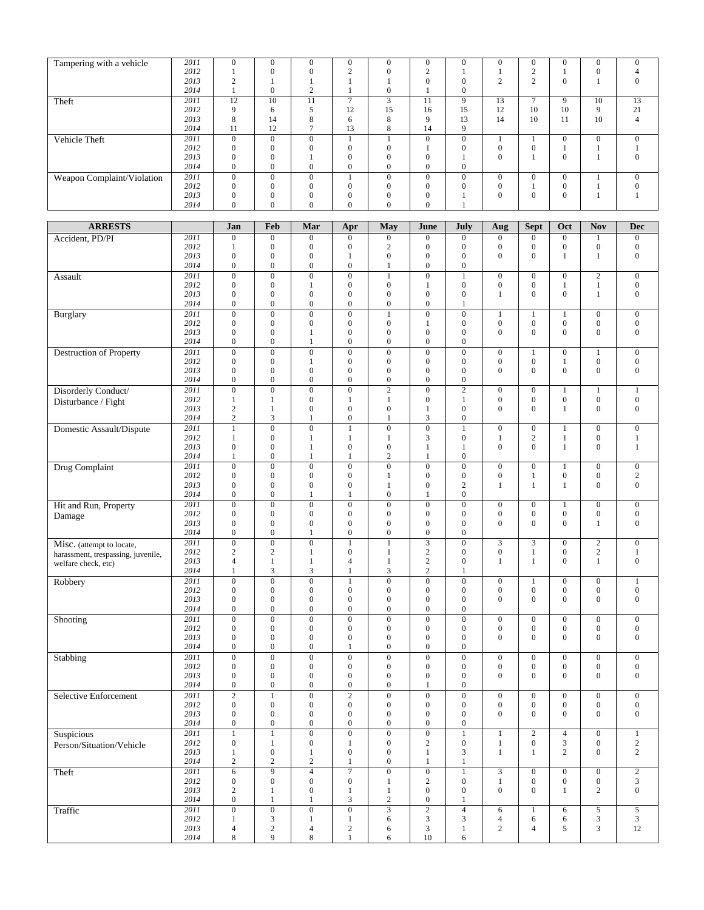| | | | | | | | | | | | | | |
|---|---|---|---|---|---|---|---|---|---|---|---|---|---|
| Tampering with a vehicle | 2011 | 0 | 0 | 0 | 0 | 0 | 0 | 0 | 0 | 0 | 0 | 0 | 0 |
| | 2012 | 1 | 0 | 0 | 2 | 0 | 2 | 1 | 1 | 2 | 1 | 0 | 4 |
| | 2013 | 2 | 1 | 1 | 1 | 1 | 0 | 0 | 2 | 2 | 0 | 1 | 0 |
| | 2014 | 1 | 0 | 2 | 1 | 0 | 1 | 0 | | | | | |
| Theft | 2011 | 12 | 10 | 11 | 7 | 3 | 11 | 9 | 13 | 7 | 9 | 10 | 13 |
| | 2012 | 9 | 6 | 5 | 12 | 15 | 16 | 15 | 12 | 10 | 10 | 9 | 21 |
| | 2013 | 8 | 14 | 8 | 6 | 8 | 9 | 13 | 14 | 10 | 11 | 10 | 4 |
| | 2014 | 11 | 12 | 7 | 13 | 8 | 14 | 9 | | | | | |
| Vehicle Theft | 2011 | 0 | 0 | 0 | 1 | 1 | 0 | 0 | 1 | 1 | 0 | 0 | 0 |
| | 2012 | 0 | 0 | 0 | 0 | 0 | 1 | 0 | 0 | 0 | 1 | 1 | 1 |
| | 2013 | 0 | 0 | 1 | 0 | 0 | 0 | 1 | 0 | 1 | 0 | 1 | 0 |
| | 2014 | 0 | 0 | 0 | 0 | 0 | 0 | 0 | | | | | |
| Weapon Complaint/Violation | 2011 | 0 | 0 | 0 | 1 | 0 | 0 | 0 | 0 | 0 | 0 | 1 | 0 |
| | 2012 | 0 | 0 | 0 | 0 | 0 | 0 | 0 | 0 | 1 | 0 | 1 | 0 |
| | 2013 | 0 | 0 | 0 | 0 | 0 | 0 | 1 | 0 | 0 | 0 | 1 | 1 |
| | 2014 | 0 | 0 | 0 | 0 | 0 | 0 | 1 | | | | | |

| ARRESTS | | Jan | Feb | Mar | Apr | May | June | July | Aug | Sept | Oct | Nov | Dec |
|---|---|---|---|---|---|---|---|---|---|---|---|---|---|
| Accident, PD/PI | 2011 | 0 | 0 | 0 | 0 | 0 | 0 | 0 | 0 | 0 | 0 | 1 | 0 |
| | 2012 | 1 | 0 | 0 | 0 | 2 | 0 | 0 | 0 | 0 | 0 | 0 | 0 |
| | 2013 | 0 | 0 | 0 | 1 | 0 | 0 | 0 | 0 | 0 | 1 | 1 | 0 |
| | 2014 | 0 | 0 | 0 | 0 | 1 | 0 | 0 | | | | | |
| Assault | 2011 | 0 | 0 | 0 | 0 | 1 | 0 | 1 | 0 | 0 | 0 | 2 | 0 |
| | 2012 | 0 | 0 | 1 | 0 | 0 | 1 | 0 | 0 | 0 | 1 | 1 | 0 |
| | 2013 | 0 | 0 | 0 | 0 | 0 | 0 | 0 | 1 | 0 | 0 | 1 | 0 |
| | 2014 | 0 | 0 | 0 | 0 | 0 | 0 | 1 | | | | | |
| Burglary | 2011 | 0 | 0 | 0 | 0 | 1 | 0 | 0 | 1 | 1 | 1 | 0 | 0 |
| | 2012 | 0 | 0 | 0 | 0 | 0 | 1 | 0 | 0 | 0 | 0 | 0 | 0 |
| | 2013 | 0 | 0 | 1 | 0 | 0 | 0 | 0 | 0 | 0 | 0 | 0 | 0 |
| | 2014 | 0 | 0 | 1 | 0 | 0 | 0 | 0 | | | | | |
| Destruction of Property | 2011 | 0 | 0 | 0 | 0 | 0 | 0 | 0 | 0 | 1 | 0 | 1 | 0 |
| | 2012 | 0 | 0 | 1 | 0 | 0 | 0 | 0 | 0 | 0 | 1 | 0 | 0 |
| | 2013 | 0 | 0 | 0 | 0 | 0 | 0 | 0 | 0 | 0 | 0 | 0 | 0 |
| | 2014 | 0 | 0 | 0 | 0 | 0 | 0 | 0 | | | | | |
| Disorderly Conduct/ Disturbance / Fight | 2011 | 0 | 0 | 0 | 0 | 2 | 0 | 2 | 0 | 0 | 1 | 1 | 1 |
| | 2012 | 1 | 1 | 0 | 1 | 1 | 0 | 1 | 0 | 0 | 0 | 0 | 0 |
| | 2013 | 2 | 1 | 0 | 0 | 0 | 1 | 0 | 0 | 0 | 1 | 0 | 0 |
| | 2014 | 2 | 3 | 1 | 0 | 1 | 3 | 0 | | | | | |
| Domestic Assault/Dispute | 2011 | 1 | 0 | 0 | 1 | 0 | 0 | 1 | 0 | 0 | 1 | 0 | 0 |
| | 2012 | 1 | 0 | 1 | 1 | 1 | 3 | 0 | 1 | 2 | 1 | 0 | 1 |
| | 2013 | 0 | 0 | 1 | 0 | 0 | 1 | 1 | 0 | 0 | 1 | 0 | 1 |
| | 2014 | 1 | 0 | 1 | 1 | 2 | 1 | 0 | | | | | |
| Drug Complaint | 2011 | 0 | 0 | 0 | 0 | 0 | 0 | 0 | 0 | 0 | 1 | 0 | 0 |
| | 2012 | 0 | 0 | 0 | 0 | 1 | 0 | 0 | 0 | 1 | 0 | 0 | 2 |
| | 2013 | 0 | 0 | 0 | 0 | 1 | 0 | 2 | 1 | 1 | 1 | 0 | 0 |
| | 2014 | 0 | 0 | 1 | 1 | 0 | 1 | 0 | | | | | |
| Hit and Run, Property Damage | 2011 | 0 | 0 | 0 | 0 | 0 | 0 | 0 | 0 | 0 | 1 | 0 | 0 |
| | 2012 | 0 | 0 | 0 | 0 | 0 | 0 | 0 | 0 | 0 | 0 | 0 | 0 |
| | 2013 | 0 | 0 | 0 | 0 | 0 | 0 | 0 | 0 | 0 | 0 | 1 | 0 |
| | 2014 | 0 | 0 | 1 | 0 | 0 | 0 | 0 | | | | | |
| Misc. (attempt to locate, harassment, trespassing, juvenile, welfare check, etc) | 2011 | 0 | 0 | 0 | 1 | 1 | 3 | 0 | 3 | 3 | 0 | 2 | 0 |
| | 2012 | 2 | 2 | 1 | 0 | 1 | 2 | 0 | 0 | 1 | 0 | 2 | 1 |
| | 2013 | 4 | 1 | 1 | 4 | 1 | 2 | 0 | 1 | 1 | 0 | 1 | 0 |
| | 2014 | 1 | 3 | 3 | 1 | 3 | 2 | 1 | | | | | |
| Robbery | 2011 | 0 | 0 | 0 | 1 | 0 | 0 | 0 | 0 | 1 | 0 | 0 | 1 |
| | 2012 | 0 | 0 | 0 | 0 | 0 | 0 | 0 | 0 | 0 | 0 | 0 | 0 |
| | 2013 | 0 | 0 | 0 | 0 | 0 | 0 | 0 | 0 | 0 | 0 | 0 | 0 |
| | 2014 | 0 | 0 | 0 | 0 | 0 | 0 | 0 | | | | | |
| Shooting | 2011 | 0 | 0 | 0 | 0 | 0 | 0 | 0 | 0 | 0 | 0 | 0 | 0 |
| | 2012 | 0 | 0 | 0 | 0 | 0 | 0 | 0 | 0 | 0 | 0 | 0 | 0 |
| | 2013 | 0 | 0 | 0 | 0 | 0 | 0 | 0 | 0 | 0 | 0 | 0 | 0 |
| | 2014 | 0 | 0 | 0 | 1 | 0 | 0 | 0 | | | | | |
| Stabbing | 2011 | 0 | 0 | 0 | 0 | 0 | 0 | 0 | 0 | 0 | 0 | 0 | 0 |
| | 2012 | 0 | 0 | 0 | 0 | 0 | 0 | 0 | 0 | 0 | 0 | 0 | 0 |
| | 2013 | 0 | 0 | 0 | 0 | 0 | 0 | 0 | 0 | 0 | 0 | 0 | 0 |
| | 2014 | 0 | 0 | 0 | 0 | 0 | 1 | 0 | | | | | |
| Selective Enforcement | 2011 | 2 | 1 | 0 | 2 | 0 | 0 | 0 | 0 | 0 | 0 | 0 | 0 |
| | 2012 | 0 | 0 | 0 | 0 | 0 | 0 | 0 | 0 | 0 | 0 | 0 | 0 |
| | 2013 | 0 | 0 | 0 | 0 | 0 | 0 | 0 | 0 | 0 | 0 | 0 | 0 |
| | 2014 | 0 | 0 | 0 | 0 | 0 | 0 | 0 | | | | | |
| Suspicious Person/Situation/Vehicle | 2011 | 1 | 1 | 0 | 0 | 0 | 0 | 1 | 1 | 2 | 4 | 0 | 1 |
| | 2012 | 0 | 1 | 0 | 1 | 0 | 2 | 0 | 1 | 0 | 3 | 0 | 2 |
| | 2013 | 1 | 0 | 1 | 0 | 0 | 1 | 3 | 1 | 1 | 2 | 0 | 2 |
| | 2014 | 2 | 2 | 2 | 1 | 0 | 1 | 1 | | | | | |
| Theft | 2011 | 6 | 9 | 4 | 7 | 0 | 0 | 1 | 3 | 0 | 0 | 0 | 2 |
| | 2012 | 0 | 0 | 0 | 0 | 1 | 2 | 0 | 1 | 0 | 0 | 0 | 3 |
| | 2013 | 2 | 1 | 0 | 1 | 1 | 0 | 0 | 0 | 0 | 1 | 2 | 0 |
| | 2014 | 0 | 1 | 1 | 3 | 2 | 0 | 1 | | | | | |
| Traffic | 2011 | 0 | 0 | 0 | 0 | 3 | 2 | 4 | 6 | 1 | 6 | 5 | 5 |
| | 2012 | 1 | 3 | 1 | 1 | 6 | 3 | 3 | 4 | 6 | 6 | 3 | 3 |
| | 2013 | 4 | 2 | 4 | 2 | 6 | 3 | 1 | 2 | 4 | 5 | 3 | 12 |
| | 2014 | 8 | 9 | 8 | 1 | 6 | 10 | 6 | | | | | |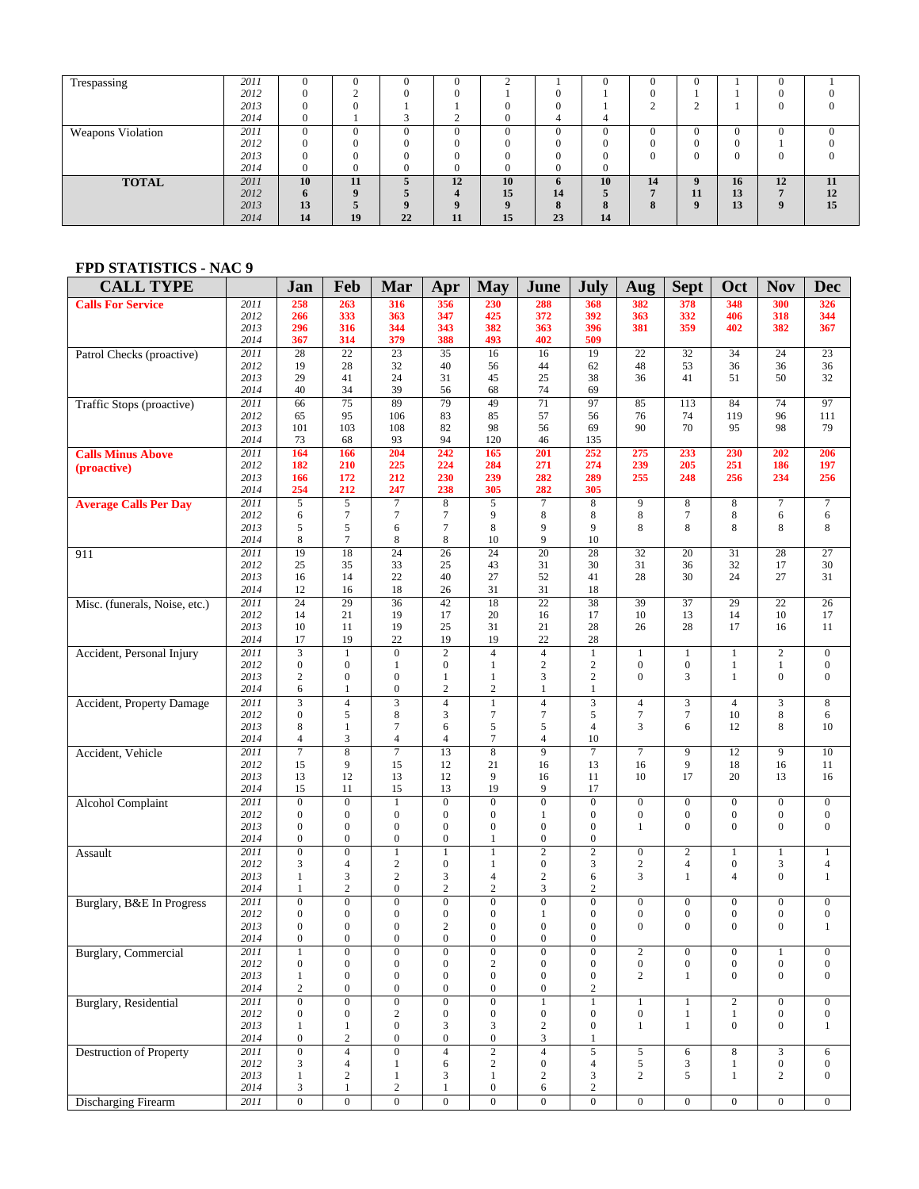| | | | | | | | | | | | | | |
|---|---|---|---|---|---|---|---|---|---|---|---|---|---|
| Trespassing | *2011* | 0 | 0 | 0 | 0 | 2 | 1 | 0 | 0 | 0 | 1 | 0 | 1 |
| | *2012* | 0 | 2 | 0 | 0 | 1 | 0 | 1 | 0 | 1 | 1 | 0 | 0 |
| | *2013* | 0 | 0 | 1 | 1 | 0 | 0 | 1 | 2 | 2 | 1 | 0 | 0 |
| | *2014* | 0 | 1 | 3 | 2 | 0 | 4 | 4 | | | | | |
| Weapons Violation | *2011* | 0 | 0 | 0 | 0 | 0 | 0 | 0 | 0 | 0 | 0 | 0 | 0 |
| | *2012* | 0 | 0 | 0 | 0 | 0 | 0 | 0 | 0 | 0 | 0 | 1 | 0 |
| | *2013* | 0 | 0 | 0 | 0 | 0 | 0 | 0 | 0 | 0 | 0 | 0 | 0 |
| | *2014* | 0 | 0 | 0 | 0 | 0 | 0 | 0 | | | | | |
| **TOTAL** | *2011* | **10** | **11** | **5** | **12** | **10** | **6** | **10** | **14** | **9** | **16** | **12** | **11** |
| | *2012* | **6** | **9** | **5** | **4** | **15** | **14** | **5** | **7** | **11** | **13** | **7** | **12** |
| | *2013* | **13** | **5** | **9** | **9** | **9** | **8** | **8** | **8** | **9** | **13** | **9** | **15** |
| | *2014* | **14** | **19** | **22** | **11** | **15** | **23** | **14** | | | | | |

## FPD STATISTICS - NAC 9

| CALL TYPE | | Jan | Feb | Mar | Apr | May | June | July | Aug | Sept | Oct | Nov | Dec |
|---|---|---|---|---|---|---|---|---|---|---|---|---|---|
| **Calls For Service** | *2011* | **258** | **263** | **316** | **356** | **230** | **288** | **368** | **382** | **378** | **348** | **300** | **326** |
| | *2012* | **266** | **333** | **363** | **347** | **425** | **372** | **392** | **363** | **332** | **406** | **318** | **344** |
| | *2013* | **296** | **316** | **344** | **343** | **382** | **363** | **396** | **381** | **359** | **402** | **382** | **367** |
| | *2014* | **367** | **314** | **379** | **388** | **493** | **402** | **509** | | | | | |
| Patrol Checks (proactive) | *2011* | 28 | 22 | 23 | 35 | 16 | 16 | 19 | 22 | 32 | 34 | 24 | 23 |
| | *2012* | 19 | 28 | 32 | 40 | 56 | 44 | 62 | 48 | 53 | 36 | 36 | 36 |
| | *2013* | 29 | 41 | 24 | 31 | 45 | 25 | 38 | 36 | 41 | 51 | 50 | 32 |
| | *2014* | 40 | 34 | 39 | 56 | 68 | 74 | 69 | | | | | |
| Traffic Stops (proactive) | *2011* | 66 | 75 | 89 | 79 | 49 | 71 | 97 | 85 | 113 | 84 | 74 | 97 |
| | *2012* | 65 | 95 | 106 | 83 | 85 | 57 | 56 | 76 | 74 | 119 | 96 | 111 |
| | *2013* | 101 | 103 | 108 | 82 | 98 | 56 | 69 | 90 | 70 | 95 | 98 | 79 |
| | *2014* | 73 | 68 | 93 | 94 | 120 | 46 | 135 | | | | | |
| **Calls Minus Above (proactive)** | *2011* | **164** | **166** | **204** | **242** | **165** | **201** | **252** | **275** | **233** | **230** | **202** | **206** |
| | *2012* | **182** | **210** | **225** | **224** | **284** | **271** | **274** | **239** | **205** | **251** | **186** | **197** |
| | *2013* | **166** | **172** | **212** | **230** | **239** | **282** | **289** | **255** | **248** | **256** | **234** | **256** |
| | *2014* | **254** | **212** | **247** | **238** | **305** | **282** | **305** | | | | | |
| **Average Calls Per Day** | *2011* | 5 | 5 | 7 | 8 | 5 | 7 | 8 | 9 | 8 | 8 | 7 | 7 |
| | *2012* | 6 | 7 | 7 | 7 | 9 | 8 | 8 | 8 | 7 | 8 | 6 | 6 |
| | *2013* | 5 | 5 | 6 | 7 | 8 | 9 | 9 | 8 | 8 | 8 | 8 | 8 |
| | *2014* | 8 | 7 | 8 | 8 | 10 | 9 | 10 | | | | | |
| 911 | *2011* | 19 | 18 | 24 | 26 | 24 | 20 | 28 | 32 | 20 | 31 | 28 | 27 |
| | *2012* | 25 | 35 | 33 | 25 | 43 | 31 | 30 | 31 | 36 | 32 | 17 | 30 |
| | *2013* | 16 | 14 | 22 | 40 | 27 | 52 | 41 | 28 | 30 | 24 | 27 | 31 |
| | *2014* | 12 | 16 | 18 | 26 | 31 | 31 | 18 | | | | | |
| Misc. (funerals, Noise, etc.) | *2011* | 24 | 29 | 36 | 42 | 18 | 22 | 38 | 39 | 37 | 29 | 22 | 26 |
| | *2012* | 14 | 21 | 19 | 17 | 20 | 16 | 17 | 10 | 13 | 14 | 10 | 17 |
| | *2013* | 10 | 11 | 19 | 25 | 31 | 21 | 28 | 26 | 28 | 17 | 16 | 11 |
| | *2014* | 17 | 19 | 22 | 19 | 19 | 22 | 28 | | | | | |
| Accident, Personal Injury | *2011* | 3 | 1 | 0 | 2 | 4 | 4 | 1 | 1 | 1 | 1 | 2 | 0 |
| | *2012* | 0 | 0 | 1 | 0 | 1 | 2 | 2 | 0 | 0 | 1 | 1 | 0 |
| | *2013* | 2 | 0 | 0 | 1 | 1 | 3 | 2 | 0 | 3 | 1 | 0 | 0 |
| | *2014* | 6 | 1 | 0 | 2 | 2 | 1 | 1 | | | | | |
| Accident, Property Damage | *2011* | 3 | 4 | 3 | 4 | 1 | 4 | 3 | 4 | 3 | 4 | 3 | 8 |
| | *2012* | 0 | 5 | 8 | 3 | 7 | 7 | 5 | 7 | 7 | 10 | 8 | 6 |
| | *2013* | 8 | 1 | 7 | 6 | 5 | 5 | 4 | 3 | 6 | 12 | 8 | 10 |
| | *2014* | 4 | 3 | 4 | 4 | 7 | 4 | 10 | | | | | |
| Accident, Vehicle | *2011* | 7 | 8 | 7 | 13 | 8 | 9 | 7 | 7 | 9 | 12 | 9 | 10 |
| | *2012* | 15 | 9 | 15 | 12 | 21 | 16 | 13 | 16 | 9 | 18 | 16 | 11 |
| | *2013* | 13 | 12 | 13 | 12 | 9 | 16 | 11 | 10 | 17 | 20 | 13 | 16 |
| | *2014* | 15 | 11 | 15 | 13 | 19 | 9 | 17 | | | | | |
| Alcohol Complaint | *2011* | 0 | 0 | 1 | 0 | 0 | 0 | 0 | 0 | 0 | 0 | 0 | 0 |
| | *2012* | 0 | 0 | 0 | 0 | 0 | 1 | 0 | 0 | 0 | 0 | 0 | 0 |
| | *2013* | 0 | 0 | 0 | 0 | 0 | 0 | 0 | 1 | 0 | 0 | 0 | 0 |
| | *2014* | 0 | 0 | 0 | 0 | 1 | 0 | 0 | | | | | |
| Assault | *2011* | 0 | 0 | 1 | 1 | 1 | 2 | 2 | 0 | 2 | 1 | 1 | 1 |
| | *2012* | 3 | 4 | 2 | 0 | 1 | 0 | 3 | 2 | 4 | 0 | 3 | 4 |
| | *2013* | 1 | 3 | 2 | 3 | 4 | 2 | 6 | 3 | 1 | 4 | 0 | 1 |
| | *2014* | 1 | 2 | 0 | 2 | 2 | 3 | 2 | | | | | |
| Burglary, B&E In Progress | *2011* | 0 | 0 | 0 | 0 | 0 | 0 | 0 | 0 | 0 | 0 | 0 | 0 |
| | *2012* | 0 | 0 | 0 | 0 | 0 | 1 | 0 | 0 | 0 | 0 | 0 | 0 |
| | *2013* | 0 | 0 | 0 | 2 | 0 | 0 | 0 | 0 | 0 | 0 | 0 | 1 |
| | *2014* | 0 | 0 | 0 | 0 | 0 | 0 | 0 | | | | | |
| Burglary, Commercial | *2011* | 1 | 0 | 0 | 0 | 0 | 0 | 0 | 2 | 0 | 0 | 1 | 0 |
| | *2012* | 0 | 0 | 0 | 0 | 2 | 0 | 0 | 0 | 0 | 0 | 0 | 0 |
| | *2013* | 1 | 0 | 0 | 0 | 0 | 0 | 0 | 2 | 1 | 0 | 0 | 0 |
| | *2014* | 2 | 0 | 0 | 0 | 0 | 0 | 2 | | | | | |
| Burglary, Residential | *2011* | 0 | 0 | 0 | 0 | 0 | 1 | 1 | 1 | 1 | 2 | 0 | 0 |
| | *2012* | 0 | 0 | 2 | 0 | 0 | 0 | 0 | 0 | 1 | 1 | 0 | 0 |
| | *2013* | 1 | 1 | 0 | 3 | 3 | 2 | 0 | 1 | 1 | 0 | 0 | 1 |
| | *2014* | 0 | 2 | 0 | 0 | 0 | 3 | 1 | | | | | |
| Destruction of Property | *2011* | 0 | 4 | 0 | 4 | 2 | 4 | 5 | 5 | 6 | 8 | 3 | 6 |
| | *2012* | 3 | 4 | 1 | 6 | 2 | 0 | 4 | 5 | 3 | 1 | 0 | 0 |
| | *2013* | 1 | 2 | 1 | 3 | 1 | 2 | 3 | 2 | 5 | 1 | 2 | 0 |
| | *2014* | 3 | 1 | 2 | 1 | 0 | 6 | 2 | | | | | |
| Discharging Firearm | *2011* | 0 | 0 | 0 | 0 | 0 | 0 | 0 | 0 | 0 | 0 | 0 | 0 |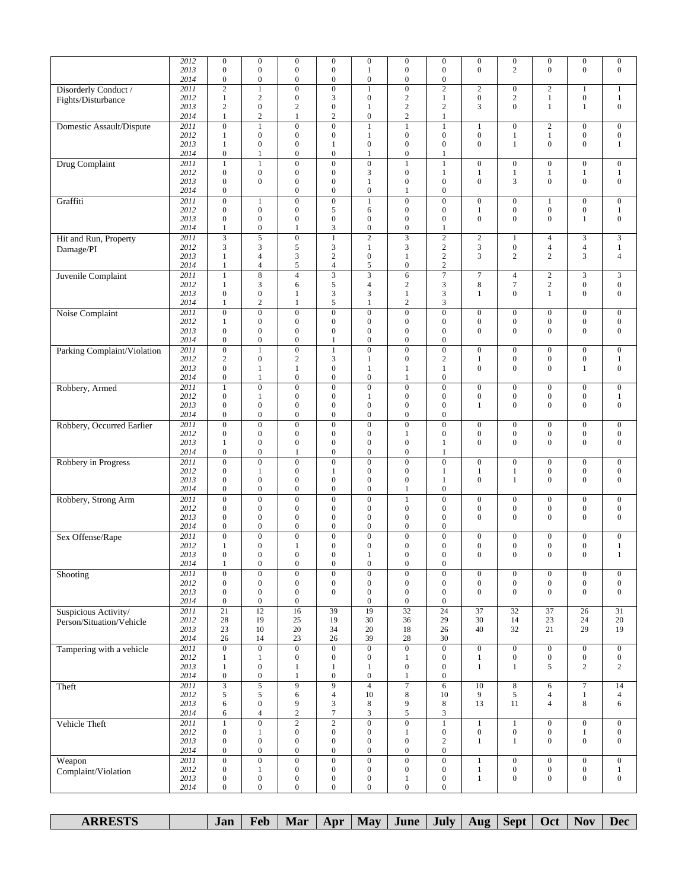| | | | | | | | | | | | | | |
|---|---|---|---|---|---|---|---|---|---|---|---|---|---|
| | 2012 | 0 | 0 | 0 | 0 | 0 | 0 | 0 | 0 | 0 | 0 | 0 | 0 |
| | 2013 | 0 | 0 | 0 | 0 | 1 | 0 | 0 | 0 | 2 | 0 | 0 | 0 |
| | 2014 | 0 | 0 | 0 | 0 | 0 | 0 | 0 | | | | | |
| Disorderly Conduct / Fights/Disturbance | 2011 | 2 | 1 | 0 | 0 | 1 | 0 | 2 | 2 | 0 | 2 | 1 | 1 |
| | 2012 | 1 | 2 | 0 | 3 | 0 | 2 | 1 | 0 | 2 | 1 | 0 | 1 |
| | 2013 | 2 | 0 | 2 | 0 | 1 | 2 | 2 | 3 | 0 | 1 | 1 | 0 |
| | 2014 | 1 | 2 | 1 | 2 | 0 | 2 | 1 | | | | | |
| Domestic Assault/Dispute | 2011 | 0 | 1 | 0 | 0 | 1 | 1 | 1 | 1 | 0 | 2 | 0 | 0 |
| | 2012 | 1 | 0 | 0 | 0 | 1 | 0 | 0 | 0 | 1 | 1 | 0 | 0 |
| | 2013 | 1 | 0 | 0 | 1 | 0 | 0 | 0 | 0 | 1 | 0 | 0 | 1 |
| | 2014 | 0 | 1 | 0 | 0 | 1 | 0 | 1 | | | | | |
| Drug Complaint | 2011 | 1 | 1 | 0 | 0 | 0 | 1 | 1 | 0 | 0 | 0 | 0 | 0 |
| | 2012 | 0 | 0 | 0 | 0 | 3 | 0 | 1 | 1 | 1 | 1 | 1 | 1 |
| | 2013 | 0 | 0 | 0 | 0 | 1 | 0 | 0 | 0 | 3 | 0 | 0 | 0 |
| | 2014 | 0 | | 0 | 0 | 0 | 1 | 0 | | | | | |
| Graffiti | 2011 | 0 | 1 | 0 | 0 | 1 | 0 | 0 | 0 | 0 | 1 | 0 | 0 |
| | 2012 | 0 | 0 | 0 | 5 | 6 | 0 | 0 | 1 | 0 | 0 | 0 | 1 |
| | 2013 | 0 | 0 | 0 | 0 | 0 | 0 | 0 | 0 | 0 | 0 | 1 | 0 |
| | 2014 | 1 | 0 | 1 | 3 | 0 | 0 | 1 | | | | | |
| Hit and Run, Property Damage/PI | 2011 | 3 | 5 | 0 | 1 | 2 | 3 | 2 | 2 | 1 | 4 | 3 | 3 |
| | 2012 | 3 | 3 | 5 | 3 | 1 | 3 | 2 | 3 | 0 | 4 | 4 | 1 |
| | 2013 | 1 | 4 | 3 | 2 | 0 | 1 | 2 | 3 | 2 | 2 | 3 | 4 |
| | 2014 | 1 | 4 | 5 | 4 | 5 | 0 | 2 | | | | | |
| Juvenile Complaint | 2011 | 1 | 8 | 4 | 3 | 3 | 6 | 7 | 7 | 4 | 2 | 3 | 3 |
| | 2012 | 1 | 3 | 6 | 5 | 4 | 2 | 3 | 8 | 7 | 2 | 0 | 0 |
| | 2013 | 0 | 0 | 1 | 3 | 3 | 1 | 3 | 1 | 0 | 1 | 0 | 0 |
| | 2014 | 1 | 2 | 1 | 5 | 1 | 2 | 3 | | | | | |
| Noise Complaint | 2011 | 0 | 0 | 0 | 0 | 0 | 0 | 0 | 0 | 0 | 0 | 0 | 0 |
| | 2012 | 1 | 0 | 0 | 0 | 0 | 0 | 0 | 0 | 0 | 0 | 0 | 0 |
| | 2013 | 0 | 0 | 0 | 0 | 0 | 0 | 0 | 0 | 0 | 0 | 0 | 0 |
| | 2014 | 0 | 0 | 0 | 1 | 0 | 0 | 0 | | | | | |
| Parking Complaint/Violation | 2011 | 0 | 1 | 0 | 1 | 0 | 0 | 0 | 0 | 0 | 0 | 0 | 0 |
| | 2012 | 2 | 0 | 2 | 3 | 1 | 0 | 2 | 1 | 0 | 0 | 0 | 1 |
| | 2013 | 0 | 1 | 1 | 0 | 1 | 1 | 1 | 0 | 0 | 0 | 1 | 0 |
| | 2014 | 0 | 1 | 0 | 0 | 0 | 1 | 0 | | | | | |
| Robbery, Armed | 2011 | 1 | 0 | 0 | 0 | 0 | 0 | 0 | 0 | 0 | 0 | 0 | 0 |
| | 2012 | 0 | 1 | 0 | 0 | 1 | 0 | 0 | 0 | 0 | 0 | 0 | 1 |
| | 2013 | 0 | 0 | 0 | 0 | 0 | 0 | 0 | 1 | 0 | 0 | 0 | 0 |
| | 2014 | 0 | 0 | 0 | 0 | 0 | 0 | 0 | | | | | |
| Robbery, Occurred Earlier | 2011 | 0 | 0 | 0 | 0 | 0 | 0 | 0 | 0 | 0 | 0 | 0 | 0 |
| | 2012 | 0 | 0 | 0 | 0 | 0 | 1 | 0 | 0 | 0 | 0 | 0 | 0 |
| | 2013 | 1 | 0 | 0 | 0 | 0 | 0 | 1 | 0 | 0 | 0 | 0 | 0 |
| | 2014 | 0 | 0 | 1 | 0 | 0 | 0 | 1 | | | | | |
| Robbery in Progress | 2011 | 0 | 0 | 0 | 0 | 0 | 0 | 0 | 0 | 0 | 0 | 0 | 0 |
| | 2012 | 0 | 1 | 0 | 1 | 0 | 0 | 1 | 1 | 1 | 0 | 0 | 0 |
| | 2013 | 0 | 0 | 0 | 0 | 0 | 0 | 1 | 0 | 1 | 0 | 0 | 0 |
| | 2014 | 0 | 0 | 0 | 0 | 0 | 1 | 0 | | | | | |
| Robbery, Strong Arm | 2011 | 0 | 0 | 0 | 0 | 0 | 1 | 0 | 0 | 0 | 0 | 0 | 0 |
| | 2012 | 0 | 0 | 0 | 0 | 0 | 0 | 0 | 0 | 0 | 0 | 0 | 0 |
| | 2013 | 0 | 0 | 0 | 0 | 0 | 0 | 0 | 0 | 0 | 0 | 0 | 0 |
| | 2014 | 0 | 0 | 0 | 0 | 0 | 0 | 0 | | | | | |
| Sex Offense/Rape | 2011 | 0 | 0 | 0 | 0 | 0 | 0 | 0 | 0 | 0 | 0 | 0 | 0 |
| | 2012 | 1 | 0 | 1 | 0 | 0 | 0 | 0 | 0 | 0 | 0 | 0 | 1 |
| | 2013 | 0 | 0 | 0 | 0 | 1 | 0 | 0 | 0 | 0 | 0 | 0 | 1 |
| | 2014 | 1 | 0 | 0 | 0 | 0 | 0 | 0 | | | | | |
| Shooting | 2011 | 0 | 0 | 0 | 0 | 0 | 0 | 0 | 0 | 0 | 0 | 0 | 0 |
| | 2012 | 0 | 0 | 0 | 0 | 0 | 0 | 0 | 0 | 0 | 0 | 0 | 0 |
| | 2013 | 0 | 0 | 0 | 0 | 0 | 0 | 0 | 0 | 0 | 0 | 0 | 0 |
| | 2014 | 0 | 0 | 0 | | 0 | 0 | 0 | | | | | |
| Suspicious Activity/ Person/Situation/Vehicle | 2011 | 21 | 12 | 16 | 39 | 19 | 32 | 24 | 37 | 32 | 37 | 26 | 31 |
| | 2012 | 28 | 19 | 25 | 19 | 30 | 36 | 29 | 30 | 14 | 23 | 24 | 20 |
| | 2013 | 23 | 10 | 20 | 34 | 20 | 18 | 26 | 40 | 32 | 21 | 29 | 19 |
| | 2014 | 26 | 14 | 23 | 26 | 39 | 28 | 30 | | | | | |
| Tampering with a vehicle | 2011 | 0 | 0 | 0 | 0 | 0 | 0 | 0 | 0 | 0 | 0 | 0 | 0 |
| | 2012 | 1 | 1 | 0 | 0 | 0 | 1 | 0 | 1 | 0 | 0 | 0 | 0 |
| | 2013 | 1 | 0 | 1 | 1 | 1 | 0 | 0 | 1 | 1 | 5 | 2 | 2 |
| | 2014 | 0 | 0 | 1 | 0 | 0 | 1 | 0 | | | | | |
| Theft | 2011 | 3 | 5 | 9 | 9 | 4 | 7 | 6 | 10 | 8 | 6 | 7 | 14 |
| | 2012 | 5 | 5 | 6 | 4 | 10 | 8 | 10 | 9 | 5 | 4 | 1 | 4 |
| | 2013 | 6 | 0 | 9 | 3 | 8 | 9 | 8 | 13 | 11 | 4 | 8 | 6 |
| | 2014 | 6 | 4 | 2 | 7 | 3 | 5 | 3 | | | | | |
| Vehicle Theft | 2011 | 1 | 0 | 2 | 2 | 0 | 0 | 1 | 1 | 1 | 0 | 0 | 0 |
| | 2012 | 0 | 1 | 0 | 0 | 0 | 1 | 0 | 0 | 0 | 0 | 1 | 0 |
| | 2013 | 0 | 0 | 0 | 0 | 0 | 0 | 2 | 1 | 1 | 0 | 0 | 0 |
| | 2014 | 0 | 0 | 0 | 0 | 0 | 0 | 0 | | | | | |
| Weapon Complaint/Violation | 2011 | 0 | 0 | 0 | 0 | 0 | 0 | 0 | 1 | 0 | 0 | 0 | 0 |
| | 2012 | 0 | 1 | 0 | 0 | 0 | 0 | 0 | 1 | 0 | 0 | 0 | 1 |
| | 2013 | 0 | 0 | 0 | 0 | 0 | 1 | 0 | 1 | 0 | 0 | 0 | 0 |
| | 2014 | 0 | 0 | 0 | 0 | 0 | 0 | 0 | | | | | |

| ARRESTS | | Jan | Feb | Mar | Apr | May | June | July | Aug | Sept | Oct | Nov | Dec |
|---|---|---|---|---|---|---|---|---|---|---|---|---|---|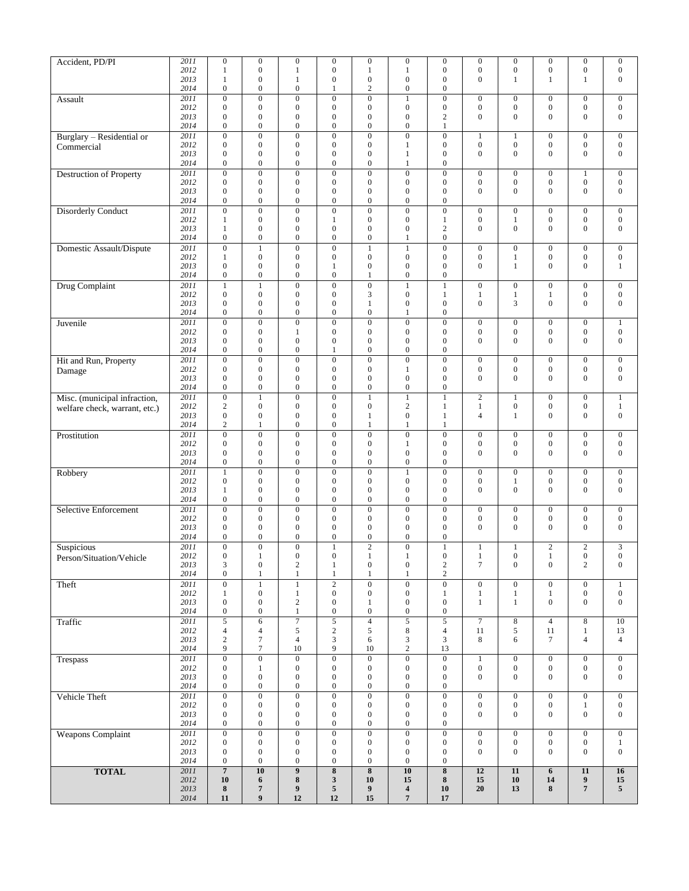| | | | | | | | | | | | | | |
|---|---|---|---|---|---|---|---|---|---|---|---|---|---|
| Accident, PD/PI | *2011* | 0 | 0 | 0 | 0 | 0 | 0 | 0 | 0 | 0 | 0 | 0 | 0 |
| | *2012* | 1 | 0 | 1 | 0 | 1 | 1 | 0 | 0 | 0 | 0 | 0 | 0 |
| | *2013* | 1 | 0 | 1 | 0 | 0 | 0 | 0 | 0 | 1 | 1 | 1 | 0 |
| | *2014* | 0 | 0 | 0 | 1 | 2 | 0 | 0 | | | | | |
| Assault | *2011* | 0 | 0 | 0 | 0 | 0 | 1 | 0 | 0 | 0 | 0 | 0 | 0 |
| | *2012* | 0 | 0 | 0 | 0 | 0 | 0 | 0 | 0 | 0 | 0 | 0 | 0 |
| | *2013* | 0 | 0 | 0 | 0 | 0 | 0 | 2 | 0 | 0 | 0 | 0 | 0 |
| | *2014* | 0 | 0 | 0 | 0 | 0 | 0 | 1 | | | | | |
| Burglary – Residential or Commercial | *2011* | 0 | 0 | 0 | 0 | 0 | 0 | 0 | 1 | 1 | 0 | 0 | 0 |
| | *2012* | 0 | 0 | 0 | 0 | 0 | 1 | 0 | 0 | 0 | 0 | 0 | 0 |
| | *2013* | 0 | 0 | 0 | 0 | 0 | 1 | 0 | 0 | 0 | 0 | 0 | 0 |
| | *2014* | 0 | 0 | 0 | 0 | 0 | 1 | 0 | | | | | |
| Destruction of Property | *2011* | 0 | 0 | 0 | 0 | 0 | 0 | 0 | 0 | 0 | 0 | 1 | 0 |
| | *2012* | 0 | 0 | 0 | 0 | 0 | 0 | 0 | 0 | 0 | 0 | 0 | 0 |
| | *2013* | 0 | 0 | 0 | 0 | 0 | 0 | 0 | 0 | 0 | 0 | 0 | 0 |
| | *2014* | 0 | 0 | 0 | 0 | 0 | 0 | 0 | | | | | |
| Disorderly Conduct | *2011* | 0 | 0 | 0 | 0 | 0 | 0 | 0 | 0 | 0 | 0 | 0 | 0 |
| | *2012* | 1 | 0 | 0 | 1 | 0 | 0 | 1 | 0 | 1 | 0 | 0 | 0 |
| | *2013* | 1 | 0 | 0 | 0 | 0 | 0 | 2 | 0 | 0 | 0 | 0 | 0 |
| | *2014* | 0 | 0 | 0 | 0 | 0 | 1 | 0 | | | | | |
| Domestic Assault/Dispute | *2011* | 0 | 1 | 0 | 0 | 1 | 1 | 0 | 0 | 0 | 0 | 0 | 0 |
| | *2012* | 1 | 0 | 0 | 0 | 0 | 0 | 0 | 0 | 1 | 0 | 0 | 0 |
| | *2013* | 0 | 0 | 0 | 1 | 0 | 0 | 0 | 0 | 1 | 0 | 0 | 1 |
| | *2014* | 0 | 0 | 0 | 0 | 1 | 0 | 0 | | | | | |
| Drug Complaint | *2011* | 1 | 1 | 0 | 0 | 0 | 1 | 1 | 0 | 0 | 0 | 0 | 0 |
| | *2012* | 0 | 0 | 0 | 0 | 3 | 0 | 1 | 1 | 1 | 1 | 0 | 0 |
| | *2013* | 0 | 0 | 0 | 0 | 1 | 0 | 0 | 0 | 3 | 0 | 0 | 0 |
| | *2014* | 0 | 0 | 0 | 0 | 0 | 1 | 0 | | | | | |
| Juvenile | *2011* | 0 | 0 | 0 | 0 | 0 | 0 | 0 | 0 | 0 | 0 | 0 | 1 |
| | *2012* | 0 | 0 | 1 | 0 | 0 | 0 | 0 | 0 | 0 | 0 | 0 | 0 |
| | *2013* | 0 | 0 | 0 | 0 | 0 | 0 | 0 | 0 | 0 | 0 | 0 | 0 |
| | *2014* | 0 | 0 | 0 | 1 | 0 | 0 | 0 | | | | | |
| Hit and Run, Property Damage | *2011* | 0 | 0 | 0 | 0 | 0 | 0 | 0 | 0 | 0 | 0 | 0 | 0 |
| | *2012* | 0 | 0 | 0 | 0 | 0 | 1 | 0 | 0 | 0 | 0 | 0 | 0 |
| | *2013* | 0 | 0 | 0 | 0 | 0 | 0 | 0 | 0 | 0 | 0 | 0 | 0 |
| | *2014* | 0 | 0 | 0 | 0 | 0 | 0 | 0 | | | | | |
| Misc. (municipal infraction, welfare check, warrant, etc.) | *2011* | 0 | 1 | 0 | 0 | 1 | 1 | 1 | 2 | 1 | 0 | 0 | 1 |
| | *2012* | 2 | 0 | 0 | 0 | 0 | 2 | 1 | 1 | 0 | 0 | 0 | 1 |
| | *2013* | 0 | 0 | 0 | 0 | 1 | 0 | 1 | 4 | 1 | 0 | 0 | 0 |
| | *2014* | 2 | 1 | 0 | 0 | 1 | 1 | 1 | | | | | |
| Prostitution | *2011* | 0 | 0 | 0 | 0 | 0 | 0 | 0 | 0 | 0 | 0 | 0 | 0 |
| | *2012* | 0 | 0 | 0 | 0 | 0 | 1 | 0 | 0 | 0 | 0 | 0 | 0 |
| | *2013* | 0 | 0 | 0 | 0 | 0 | 0 | 0 | 0 | 0 | 0 | 0 | 0 |
| | *2014* | 0 | 0 | 0 | 0 | 0 | 0 | 0 | | | | | |
| Robbery | *2011* | 1 | 0 | 0 | 0 | 0 | 1 | 0 | 0 | 0 | 0 | 0 | 0 |
| | *2012* | 0 | 0 | 0 | 0 | 0 | 0 | 0 | 0 | 1 | 0 | 0 | 0 |
| | *2013* | 1 | 0 | 0 | 0 | 0 | 0 | 0 | 0 | 0 | 0 | 0 | 0 |
| | *2014* | 0 | 0 | 0 | 0 | 0 | 0 | 0 | | | | | |
| Selective Enforcement | *2011* | 0 | 0 | 0 | 0 | 0 | 0 | 0 | 0 | 0 | 0 | 0 | 0 |
| | *2012* | 0 | 0 | 0 | 0 | 0 | 0 | 0 | 0 | 0 | 0 | 0 | 0 |
| | *2013* | 0 | 0 | 0 | 0 | 0 | 0 | 0 | 0 | 0 | 0 | 0 | 0 |
| | *2014* | 0 | 0 | 0 | 0 | 0 | 0 | 0 | | | | | |
| Suspicious Person/Situation/Vehicle | *2011* | 0 | 0 | 0 | 1 | 2 | 0 | 1 | 1 | 1 | 2 | 2 | 3 |
| | *2012* | 0 | 1 | 0 | 0 | 1 | 1 | 0 | 1 | 0 | 1 | 0 | 0 |
| | *2013* | 3 | 0 | 2 | 1 | 0 | 0 | 2 | 7 | 0 | 0 | 2 | 0 |
| | *2014* | 0 | 1 | 1 | 1 | 1 | 1 | 2 | | | | | |
| Theft | *2011* | 0 | 1 | 1 | 2 | 0 | 0 | 0 | 0 | 0 | 0 | 0 | 1 |
| | *2012* | 1 | 0 | 1 | 0 | 0 | 0 | 1 | 1 | 1 | 1 | 0 | 0 |
| | *2013* | 0 | 0 | 2 | 0 | 1 | 0 | 0 | 1 | 1 | 0 | 0 | 0 |
| | *2014* | 0 | 0 | 1 | 0 | 0 | 0 | 0 | | | | | |
| Traffic | *2011* | 5 | 6 | 7 | 5 | 4 | 5 | 5 | 7 | 8 | 4 | 8 | 10 |
| | *2012* | 4 | 4 | 5 | 2 | 5 | 8 | 4 | 11 | 5 | 11 | 1 | 13 |
| | *2013* | 2 | 7 | 4 | 3 | 6 | 3 | 3 | 8 | 6 | 7 | 4 | 4 |
| | *2014* | 9 | 7 | 10 | 9 | 10 | 2 | 13 | | | | | |
| Trespass | *2011* | 0 | 0 | 0 | 0 | 0 | 0 | 0 | 1 | 0 | 0 | 0 | 0 |
| | *2012* | 0 | 1 | 0 | 0 | 0 | 0 | 0 | 0 | 0 | 0 | 0 | 0 |
| | *2013* | 0 | 0 | 0 | 0 | 0 | 0 | 0 | 0 | 0 | 0 | 0 | 0 |
| | *2014* | 0 | 0 | 0 | 0 | 0 | 0 | 0 | | | | | |
| Vehicle Theft | *2011* | 0 | 0 | 0 | 0 | 0 | 0 | 0 | 0 | 0 | 0 | 0 | 0 |
| | *2012* | 0 | 0 | 0 | 0 | 0 | 0 | 0 | 0 | 0 | 0 | 1 | 0 |
| | *2013* | 0 | 0 | 0 | 0 | 0 | 0 | 0 | 0 | 0 | 0 | 0 | 0 |
| | *2014* | 0 | 0 | 0 | 0 | 0 | 0 | 0 | | | | | |
| Weapons Complaint | *2011* | 0 | 0 | 0 | 0 | 0 | 0 | 0 | 0 | 0 | 0 | 0 | 0 |
| | *2012* | 0 | 0 | 0 | 0 | 0 | 0 | 0 | 0 | 0 | 0 | 0 | 1 |
| | *2013* | 0 | 0 | 0 | 0 | 0 | 0 | 0 | 0 | 0 | 0 | 0 | 0 |
| | *2014* | 0 | 0 | 0 | 0 | 0 | 0 | 0 | | | | | |
| **TOTAL** | *2011* | **7** | **10** | **9** | **8** | **8** | **10** | **8** | **12** | **11** | **6** | **11** | **16** |
| | *2012* | **10** | **6** | **8** | **3** | **10** | **15** | **8** | **15** | **10** | **14** | **9** | **15** |
| | *2013* | **8** | **7** | **9** | **5** | **9** | **4** | **10** | **20** | **13** | **8** | **7** | **5** |
| | *2014* | **11** | **9** | **12** | **12** | **15** | **7** | **17** | | | | | |